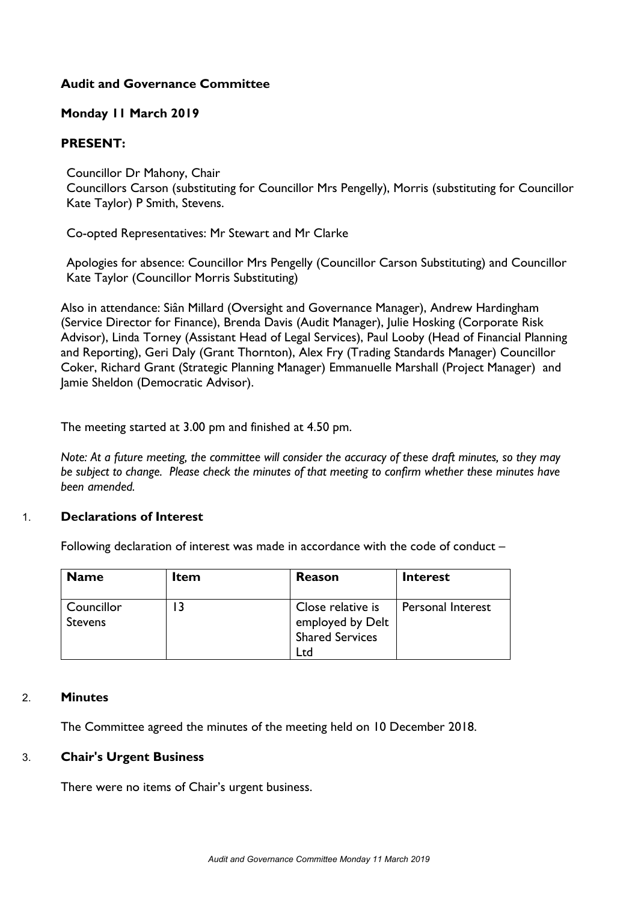**Audit and Governance Committee**

**Monday 11 March 2019**

**PRESENT:**

Councillor Dr Mahony, Chair
Councillors Carson (substituting for Councillor Mrs Pengelly), Morris (substituting for Councillor Kate Taylor) P Smith, Stevens.

Co-opted Representatives: Mr Stewart and Mr Clarke

Apologies for absence: Councillor Mrs Pengelly (Councillor Carson Substituting) and Councillor Kate Taylor (Councillor Morris Substituting)

Also in attendance: Siân Millard (Oversight and Governance Manager), Andrew Hardingham (Service Director for Finance), Brenda Davis (Audit Manager), Julie Hosking (Corporate Risk Advisor), Linda Torney (Assistant Head of Legal Services), Paul Looby (Head of Financial Planning and Reporting), Geri Daly (Grant Thornton), Alex Fry (Trading Standards Manager) Councillor Coker, Richard Grant (Strategic Planning Manager) Emmanuelle Marshall (Project Manager) and Jamie Sheldon (Democratic Advisor).

The meeting started at 3.00 pm and finished at 4.50 pm.

*Note: At a future meeting, the committee will consider the accuracy of these draft minutes, so they may be subject to change. Please check the minutes of that meeting to confirm whether these minutes have been amended.*

## 1. Declarations of Interest

Following declaration of interest was made in accordance with the code of conduct –

| **Name** | **Item** | **Reason** | **Interest** |
|---|---|---|---|
| Councillor Stevens | 13 | Close relative is employed by Delt Shared Services Ltd | Personal Interest |

## 2. Minutes

The Committee agreed the minutes of the meeting held on 10 December 2018.

## 3. Chair's Urgent Business

There were no items of Chair's urgent business.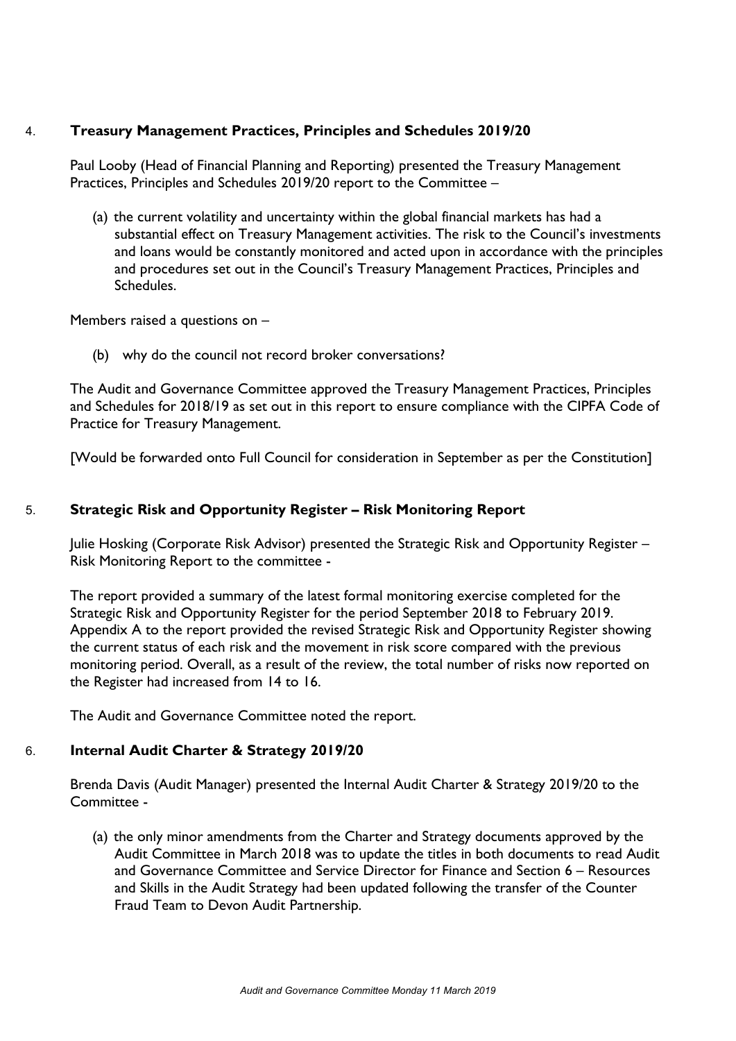## 4. Treasury Management Practices, Principles and Schedules 2019/20

Paul Looby (Head of Financial Planning and Reporting) presented the Treasury Management Practices, Principles and Schedules 2019/20 report to the Committee –

(a) the current volatility and uncertainty within the global financial markets has had a substantial effect on Treasury Management activities. The risk to the Council's investments and loans would be constantly monitored and acted upon in accordance with the principles and procedures set out in the Council's Treasury Management Practices, Principles and Schedules.

Members raised a questions on –

(b) why do the council not record broker conversations?

The Audit and Governance Committee approved the Treasury Management Practices, Principles and Schedules for 2018/19 as set out in this report to ensure compliance with the CIPFA Code of Practice for Treasury Management.

[Would be forwarded onto Full Council for consideration in September as per the Constitution]

## 5. Strategic Risk and Opportunity Register – Risk Monitoring Report

Julie Hosking (Corporate Risk Advisor) presented the Strategic Risk and Opportunity Register – Risk Monitoring Report to the committee -

The report provided a summary of the latest formal monitoring exercise completed for the Strategic Risk and Opportunity Register for the period September 2018 to February 2019. Appendix A to the report provided the revised Strategic Risk and Opportunity Register showing the current status of each risk and the movement in risk score compared with the previous monitoring period. Overall, as a result of the review, the total number of risks now reported on the Register had increased from 14 to 16.

The Audit and Governance Committee noted the report.

## 6. Internal Audit Charter & Strategy 2019/20

Brenda Davis (Audit Manager) presented the Internal Audit Charter & Strategy 2019/20 to the Committee -

(a) the only minor amendments from the Charter and Strategy documents approved by the Audit Committee in March 2018 was to update the titles in both documents to read Audit and Governance Committee and Service Director for Finance and Section 6 – Resources and Skills in the Audit Strategy had been updated following the transfer of the Counter Fraud Team to Devon Audit Partnership.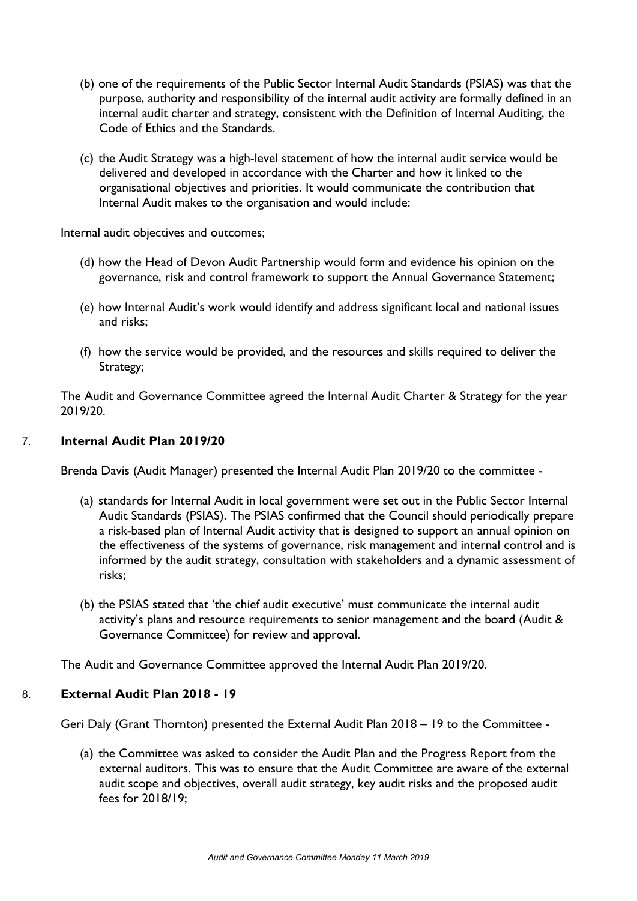(b) one of the requirements of the Public Sector Internal Audit Standards (PSIAS) was that the purpose, authority and responsibility of the internal audit activity are formally defined in an internal audit charter and strategy, consistent with the Definition of Internal Auditing, the Code of Ethics and the Standards.

(c) the Audit Strategy was a high-level statement of how the internal audit service would be delivered and developed in accordance with the Charter and how it linked to the organisational objectives and priorities. It would communicate the contribution that Internal Audit makes to the organisation and would include:

Internal audit objectives and outcomes;

(d) how the Head of Devon Audit Partnership would form and evidence his opinion on the governance, risk and control framework to support the Annual Governance Statement;

(e) how Internal Audit's work would identify and address significant local and national issues and risks;

(f) how the service would be provided, and the resources and skills required to deliver the Strategy;

The Audit and Governance Committee agreed the Internal Audit Charter & Strategy for the year 2019/20.

7. **Internal Audit Plan 2019/20**

Brenda Davis (Audit Manager) presented the Internal Audit Plan 2019/20 to the committee -

(a) standards for Internal Audit in local government were set out in the Public Sector Internal Audit Standards (PSIAS). The PSIAS confirmed that the Council should periodically prepare a risk-based plan of Internal Audit activity that is designed to support an annual opinion on the effectiveness of the systems of governance, risk management and internal control and is informed by the audit strategy, consultation with stakeholders and a dynamic assessment of risks;

(b) the PSIAS stated that 'the chief audit executive' must communicate the internal audit activity's plans and resource requirements to senior management and the board (Audit & Governance Committee) for review and approval.

The Audit and Governance Committee approved the Internal Audit Plan 2019/20.

8. **External Audit Plan 2018 - 19**

Geri Daly (Grant Thornton) presented the External Audit Plan 2018 – 19 to the Committee -

(a) the Committee was asked to consider the Audit Plan and the Progress Report from the external auditors. This was to ensure that the Audit Committee are aware of the external audit scope and objectives, overall audit strategy, key audit risks and the proposed audit fees for 2018/19;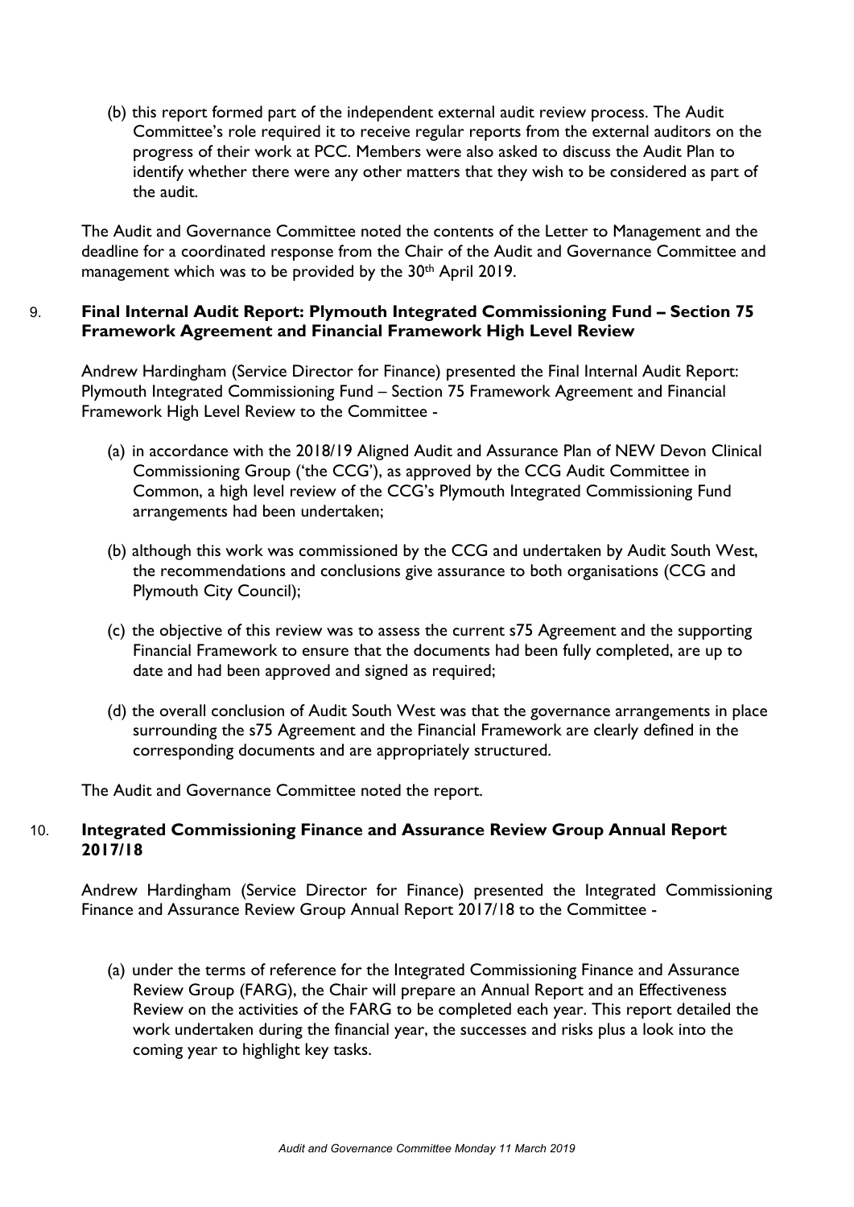(b) this report formed part of the independent external audit review process. The Audit Committee's role required it to receive regular reports from the external auditors on the progress of their work at PCC. Members were also asked to discuss the Audit Plan to identify whether there were any other matters that they wish to be considered as part of the audit.

The Audit and Governance Committee noted the contents of the Letter to Management and the deadline for a coordinated response from the Chair of the Audit and Governance Committee and management which was to be provided by the 30th April 2019.

## 9. Final Internal Audit Report: Plymouth Integrated Commissioning Fund – Section 75 Framework Agreement and Financial Framework High Level Review

Andrew Hardingham (Service Director for Finance) presented the Final Internal Audit Report: Plymouth Integrated Commissioning Fund – Section 75 Framework Agreement and Financial Framework High Level Review to the Committee -

(a) in accordance with the 2018/19 Aligned Audit and Assurance Plan of NEW Devon Clinical Commissioning Group ('the CCG'), as approved by the CCG Audit Committee in Common, a high level review of the CCG's Plymouth Integrated Commissioning Fund arrangements had been undertaken;

(b) although this work was commissioned by the CCG and undertaken by Audit South West, the recommendations and conclusions give assurance to both organisations (CCG and Plymouth City Council);

(c) the objective of this review was to assess the current s75 Agreement and the supporting Financial Framework to ensure that the documents had been fully completed, are up to date and had been approved and signed as required;

(d) the overall conclusion of Audit South West was that the governance arrangements in place surrounding the s75 Agreement and the Financial Framework are clearly defined in the corresponding documents and are appropriately structured.

The Audit and Governance Committee noted the report.

## 10. Integrated Commissioning Finance and Assurance Review Group Annual Report 2017/18

Andrew Hardingham (Service Director for Finance) presented the Integrated Commissioning Finance and Assurance Review Group Annual Report 2017/18 to the Committee -

(a) under the terms of reference for the Integrated Commissioning Finance and Assurance Review Group (FARG), the Chair will prepare an Annual Report and an Effectiveness Review on the activities of the FARG to be completed each year. This report detailed the work undertaken during the financial year, the successes and risks plus a look into the coming year to highlight key tasks.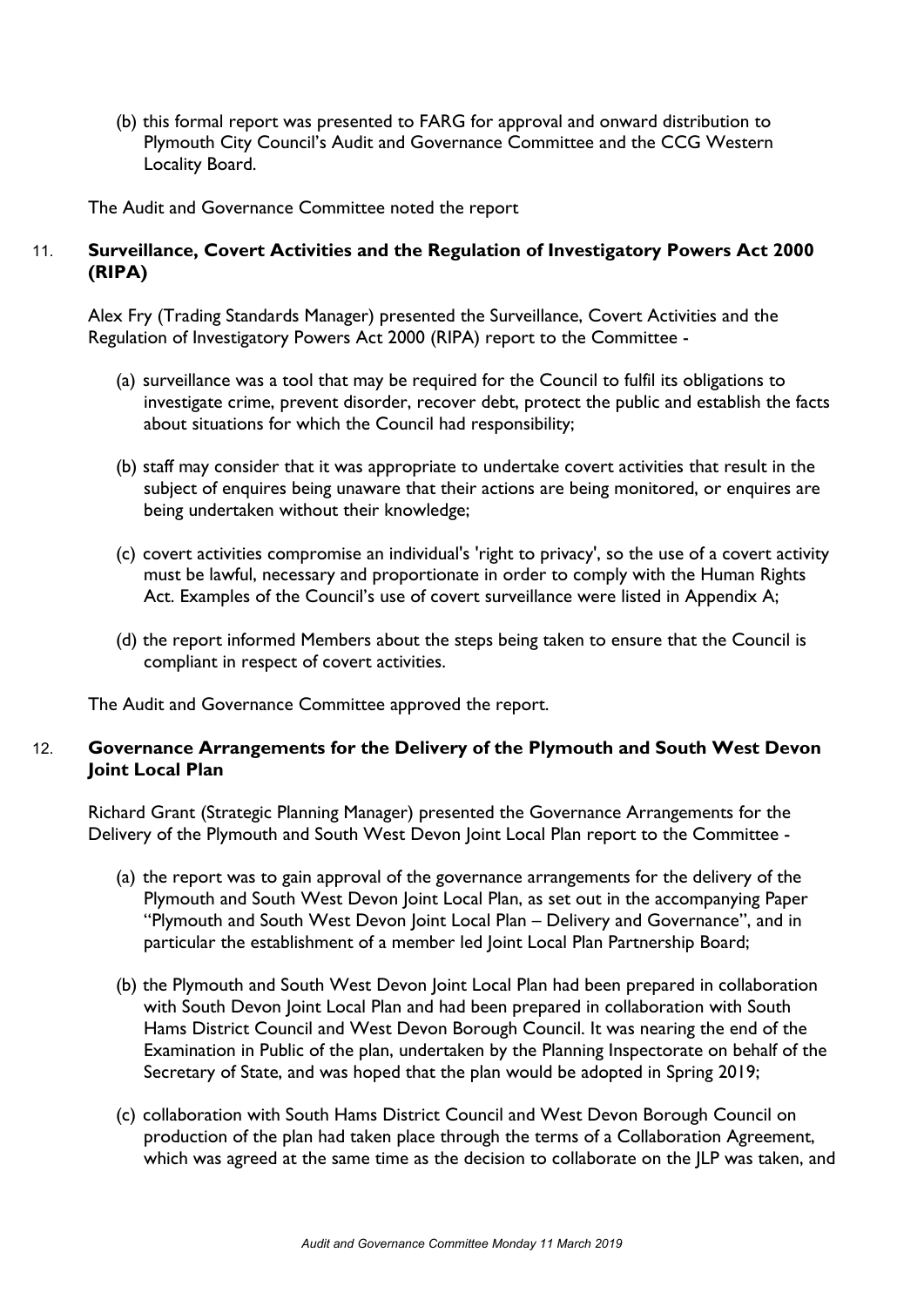(b) this formal report was presented to FARG for approval and onward distribution to Plymouth City Council's Audit and Governance Committee and the CCG Western Locality Board.

The Audit and Governance Committee noted the report

11. **Surveillance, Covert Activities and the Regulation of Investigatory Powers Act 2000 (RIPA)**

Alex Fry (Trading Standards Manager) presented the Surveillance, Covert Activities and the Regulation of Investigatory Powers Act 2000 (RIPA) report to the Committee -

(a) surveillance was a tool that may be required for the Council to fulfil its obligations to investigate crime, prevent disorder, recover debt, protect the public and establish the facts about situations for which the Council had responsibility;

(b) staff may consider that it was appropriate to undertake covert activities that result in the subject of enquires being unaware that their actions are being monitored, or enquires are being undertaken without their knowledge;

(c) covert activities compromise an individual's 'right to privacy', so the use of a covert activity must be lawful, necessary and proportionate in order to comply with the Human Rights Act. Examples of the Council's use of covert surveillance were listed in Appendix A;

(d) the report informed Members about the steps being taken to ensure that the Council is compliant in respect of covert activities.

The Audit and Governance Committee approved the report.

12. **Governance Arrangements for the Delivery of the Plymouth and South West Devon Joint Local Plan**

Richard Grant (Strategic Planning Manager) presented the Governance Arrangements for the Delivery of the Plymouth and South West Devon Joint Local Plan report to the Committee -

(a) the report was to gain approval of the governance arrangements for the delivery of the Plymouth and South West Devon Joint Local Plan, as set out in the accompanying Paper "Plymouth and South West Devon Joint Local Plan – Delivery and Governance", and in particular the establishment of a member led Joint Local Plan Partnership Board;

(b) the Plymouth and South West Devon Joint Local Plan had been prepared in collaboration with South Devon Joint Local Plan and had been prepared in collaboration with South Hams District Council and West Devon Borough Council. It was nearing the end of the Examination in Public of the plan, undertaken by the Planning Inspectorate on behalf of the Secretary of State, and was hoped that the plan would be adopted in Spring 2019;

(c) collaboration with South Hams District Council and West Devon Borough Council on production of the plan had taken place through the terms of a Collaboration Agreement, which was agreed at the same time as the decision to collaborate on the JLP was taken, and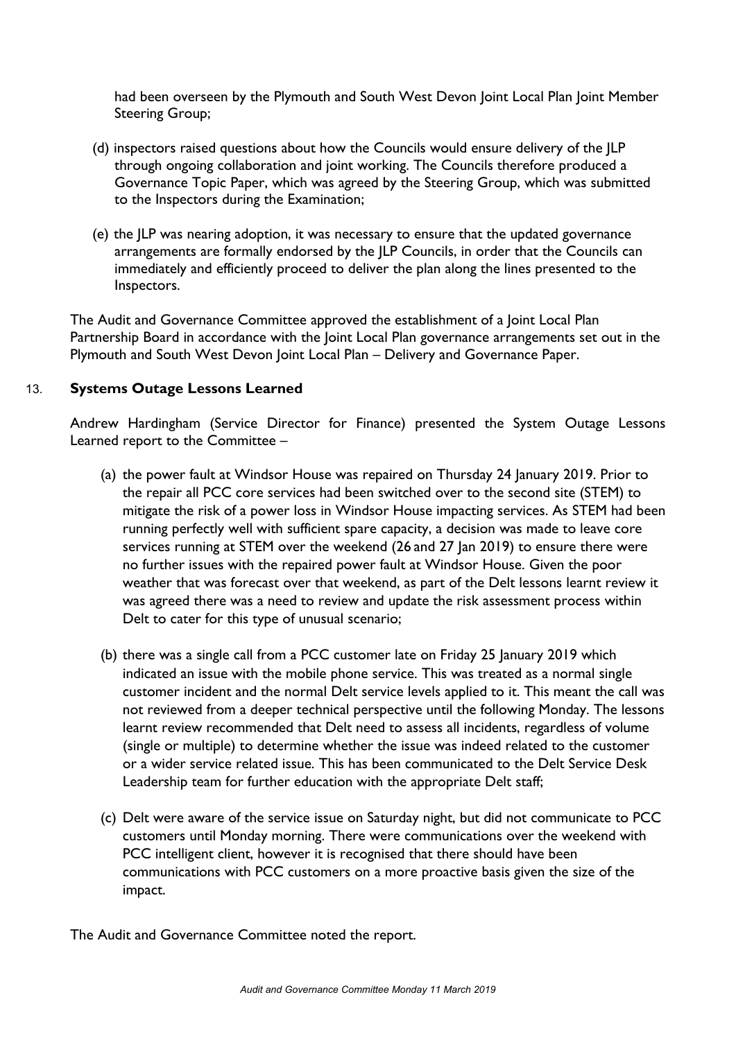had been overseen by the Plymouth and South West Devon Joint Local Plan Joint Member Steering Group;

(d) inspectors raised questions about how the Councils would ensure delivery of the JLP through ongoing collaboration and joint working. The Councils therefore produced a Governance Topic Paper, which was agreed by the Steering Group, which was submitted to the Inspectors during the Examination;

(e) the JLP was nearing adoption, it was necessary to ensure that the updated governance arrangements are formally endorsed by the JLP Councils, in order that the Councils can immediately and efficiently proceed to deliver the plan along the lines presented to the Inspectors.

The Audit and Governance Committee approved the establishment of a Joint Local Plan Partnership Board in accordance with the Joint Local Plan governance arrangements set out in the Plymouth and South West Devon Joint Local Plan – Delivery and Governance Paper.

## 13. Systems Outage Lessons Learned

Andrew Hardingham (Service Director for Finance) presented the System Outage Lessons Learned report to the Committee –

(a) the power fault at Windsor House was repaired on Thursday 24 January 2019. Prior to the repair all PCC core services had been switched over to the second site (STEM) to mitigate the risk of a power loss in Windsor House impacting services. As STEM had been running perfectly well with sufficient spare capacity, a decision was made to leave core services running at STEM over the weekend (26 and 27 Jan 2019) to ensure there were no further issues with the repaired power fault at Windsor House. Given the poor weather that was forecast over that weekend, as part of the Delt lessons learnt review it was agreed there was a need to review and update the risk assessment process within Delt to cater for this type of unusual scenario;

(b) there was a single call from a PCC customer late on Friday 25 January 2019 which indicated an issue with the mobile phone service. This was treated as a normal single customer incident and the normal Delt service levels applied to it. This meant the call was not reviewed from a deeper technical perspective until the following Monday. The lessons learnt review recommended that Delt need to assess all incidents, regardless of volume (single or multiple) to determine whether the issue was indeed related to the customer or a wider service related issue. This has been communicated to the Delt Service Desk Leadership team for further education with the appropriate Delt staff;

(c) Delt were aware of the service issue on Saturday night, but did not communicate to PCC customers until Monday morning. There were communications over the weekend with PCC intelligent client, however it is recognised that there should have been communications with PCC customers on a more proactive basis given the size of the impact.

The Audit and Governance Committee noted the report.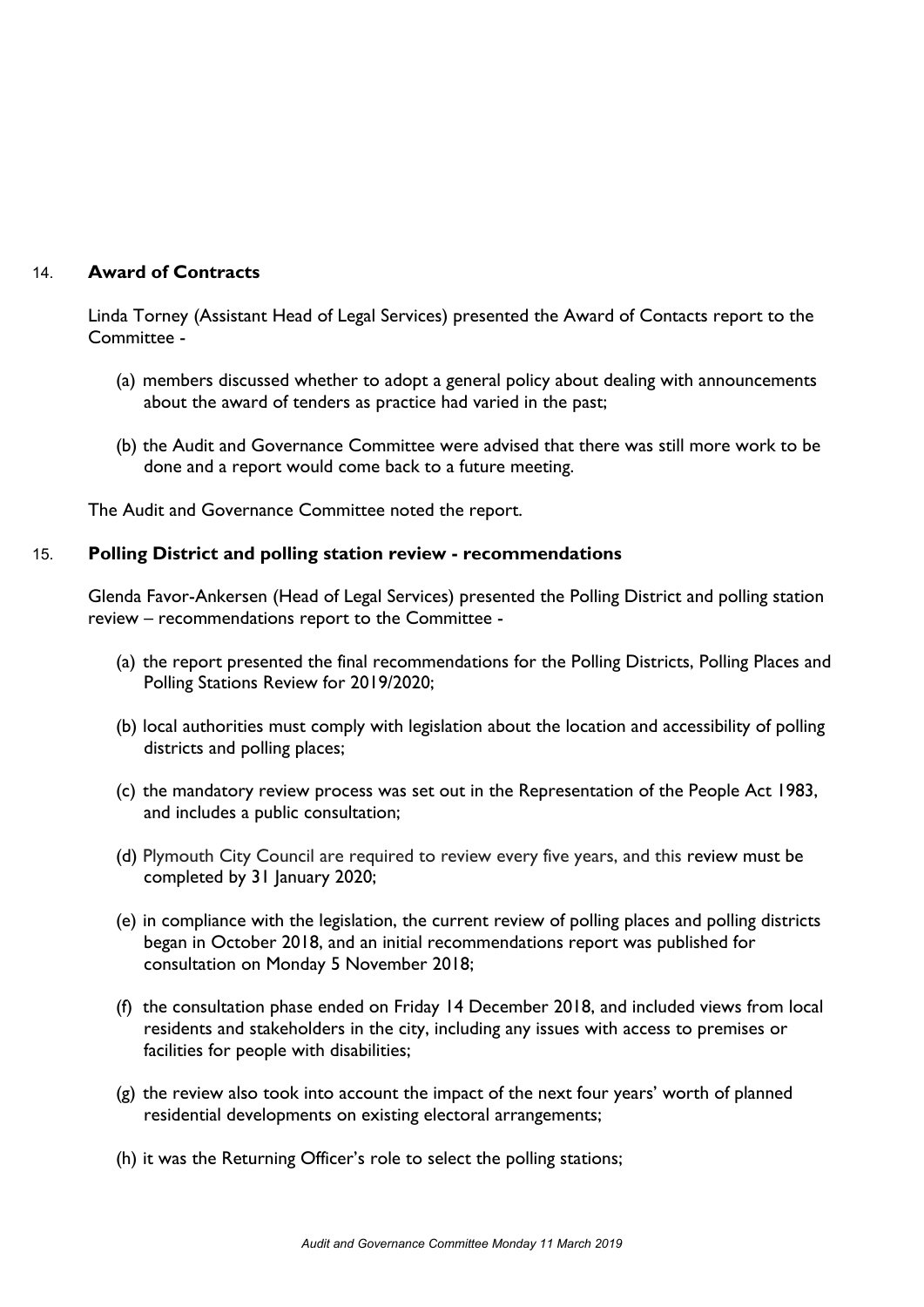## 14. **Award of Contracts**

Linda Torney (Assistant Head of Legal Services) presented the Award of Contacts report to the Committee -

(a) members discussed whether to adopt a general policy about dealing with announcements about the award of tenders as practice had varied in the past;

(b) the Audit and Governance Committee were advised that there was still more work to be done and a report would come back to a future meeting.

The Audit and Governance Committee noted the report.

## 15. **Polling District and polling station review - recommendations**

Glenda Favor-Ankersen (Head of Legal Services) presented the Polling District and polling station review – recommendations report to the Committee -

(a) the report presented the final recommendations for the Polling Districts, Polling Places and Polling Stations Review for 2019/2020;

(b) local authorities must comply with legislation about the location and accessibility of polling districts and polling places;

(c) the mandatory review process was set out in the Representation of the People Act 1983, and includes a public consultation;

(d) Plymouth City Council are required to review every five years, and this review must be completed by 31 January 2020;

(e) in compliance with the legislation, the current review of polling places and polling districts began in October 2018, and an initial recommendations report was published for consultation on Monday 5 November 2018;

(f) the consultation phase ended on Friday 14 December 2018, and included views from local residents and stakeholders in the city, including any issues with access to premises or facilities for people with disabilities;

(g) the review also took into account the impact of the next four years' worth of planned residential developments on existing electoral arrangements;

(h) it was the Returning Officer's role to select the polling stations;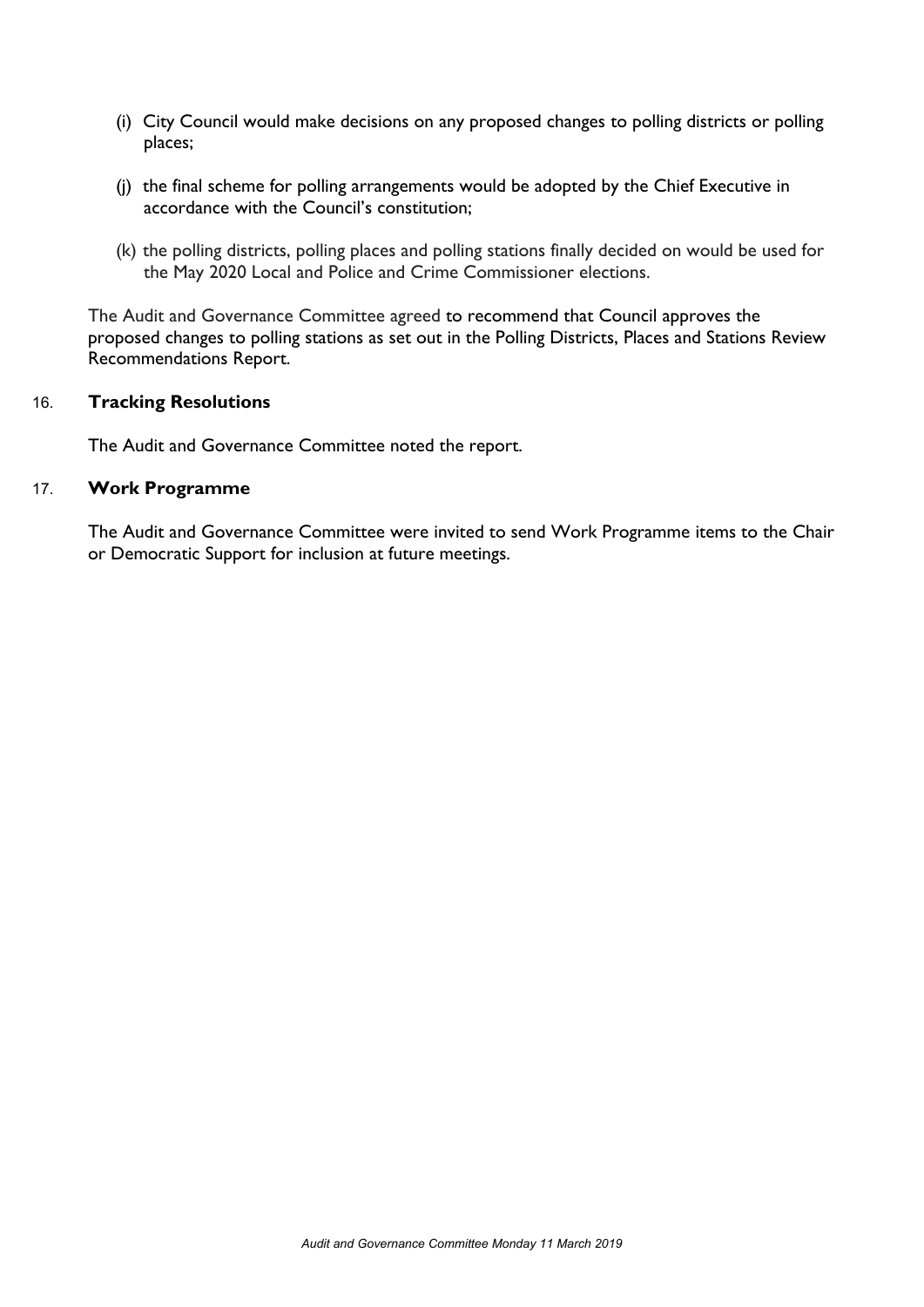(i) City Council would make decisions on any proposed changes to polling districts or polling places;

(j) the final scheme for polling arrangements would be adopted by the Chief Executive in accordance with the Council's constitution;

(k) the polling districts, polling places and polling stations finally decided on would be used for the May 2020 Local and Police and Crime Commissioner elections.

The Audit and Governance Committee agreed to recommend that Council approves the proposed changes to polling stations as set out in the Polling Districts, Places and Stations Review Recommendations Report.

## 16. **Tracking Resolutions**

The Audit and Governance Committee noted the report.

## 17. **Work Programme**

The Audit and Governance Committee were invited to send Work Programme items to the Chair or Democratic Support for inclusion at future meetings.